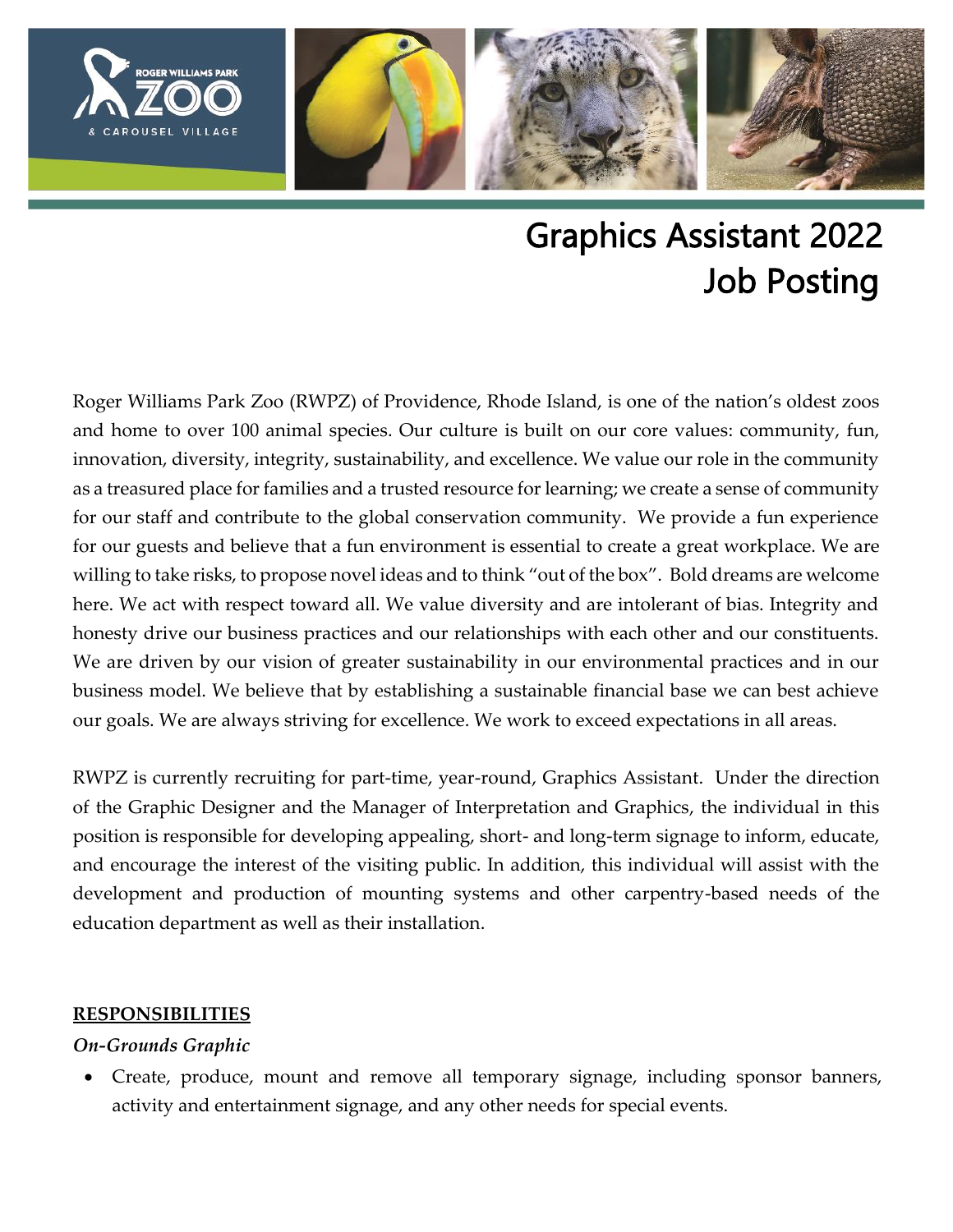# Graphics Assistant 2022 Job Posting

Roger Williams Park Zoo (RWPZ) of Providence, Rhode Island, is one of the nation's oldest zoos and home to over 100 animal species. Our culture is built on our core values: community, fun, innovation, diversity, integrity, sustainability, and excellence. We value our role in the community as a treasured place for families and a trusted resource for learning; we create a sense of community for our staff and contribute to the global conservation community. We provide a fun experience for our guests and believe that a fun environment is essential to create a great workplace. We are willing to take risks, to propose novel ideas and to think "out of the box". Bold dreams are welcome here. We act with respect toward all. We value diversity and are intolerant of bias. Integrity and honesty drive our business practices and our relationships with each other and our constituents. We are driven by our vision of greater sustainability in our environmental practices and in our business model. We believe that by establishing a sustainable financial base we can best achieve our goals. We are always striving for excellence. We work to exceed expectations in all areas.

RWPZ is currently recruiting for part-time, year-round, Graphics Assistant. Under the direction of the Graphic Designer and the Manager of Interpretation and Graphics, the individual in this position is responsible for developing appealing, short- and long-term signage to inform, educate, and encourage the interest of the visiting public. In addition, this individual will assist with the development and production of mounting systems and other carpentry-based needs of the education department as well as their installation.

## RESPONSIBILITIES

***On-Grounds Graphic***

- Create, produce, mount and remove all temporary signage, including sponsor banners, activity and entertainment signage, and any other needs for special events.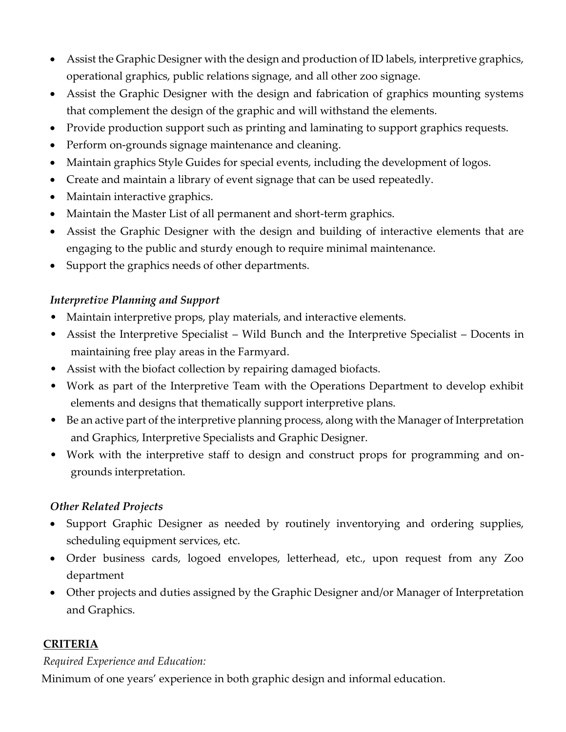- Assist the Graphic Designer with the design and production of ID labels, interpretive graphics, operational graphics, public relations signage, and all other zoo signage.
- Assist the Graphic Designer with the design and fabrication of graphics mounting systems that complement the design of the graphic and will withstand the elements.
- Provide production support such as printing and laminating to support graphics requests.
- Perform on-grounds signage maintenance and cleaning.
- Maintain graphics Style Guides for special events, including the development of logos.
- Create and maintain a library of event signage that can be used repeatedly.
- Maintain interactive graphics.
- Maintain the Master List of all permanent and short-term graphics.
- Assist the Graphic Designer with the design and building of interactive elements that are engaging to the public and sturdy enough to require minimal maintenance.
- Support the graphics needs of other departments.

### *Interpretive Planning and Support*

- Maintain interpretive props, play materials, and interactive elements.
- Assist the Interpretive Specialist – Wild Bunch and the Interpretive Specialist – Docents in maintaining free play areas in the Farmyard.
- Assist with the biofact collection by repairing damaged biofacts.
- Work as part of the Interpretive Team with the Operations Department to develop exhibit elements and designs that thematically support interpretive plans.
- Be an active part of the interpretive planning process, along with the Manager of Interpretation and Graphics, Interpretive Specialists and Graphic Designer.
- Work with the interpretive staff to design and construct props for programming and on-grounds interpretation.

### *Other Related Projects*

- Support Graphic Designer as needed by routinely inventorying and ordering supplies, scheduling equipment services, etc.
- Order business cards, logoed envelopes, letterhead, etc., upon request from any Zoo department
- Other projects and duties assigned by the Graphic Designer and/or Manager of Interpretation and Graphics.

## <u>CRITERIA</u>

*Required Experience and Education:*

Minimum of one years' experience in both graphic design and informal education.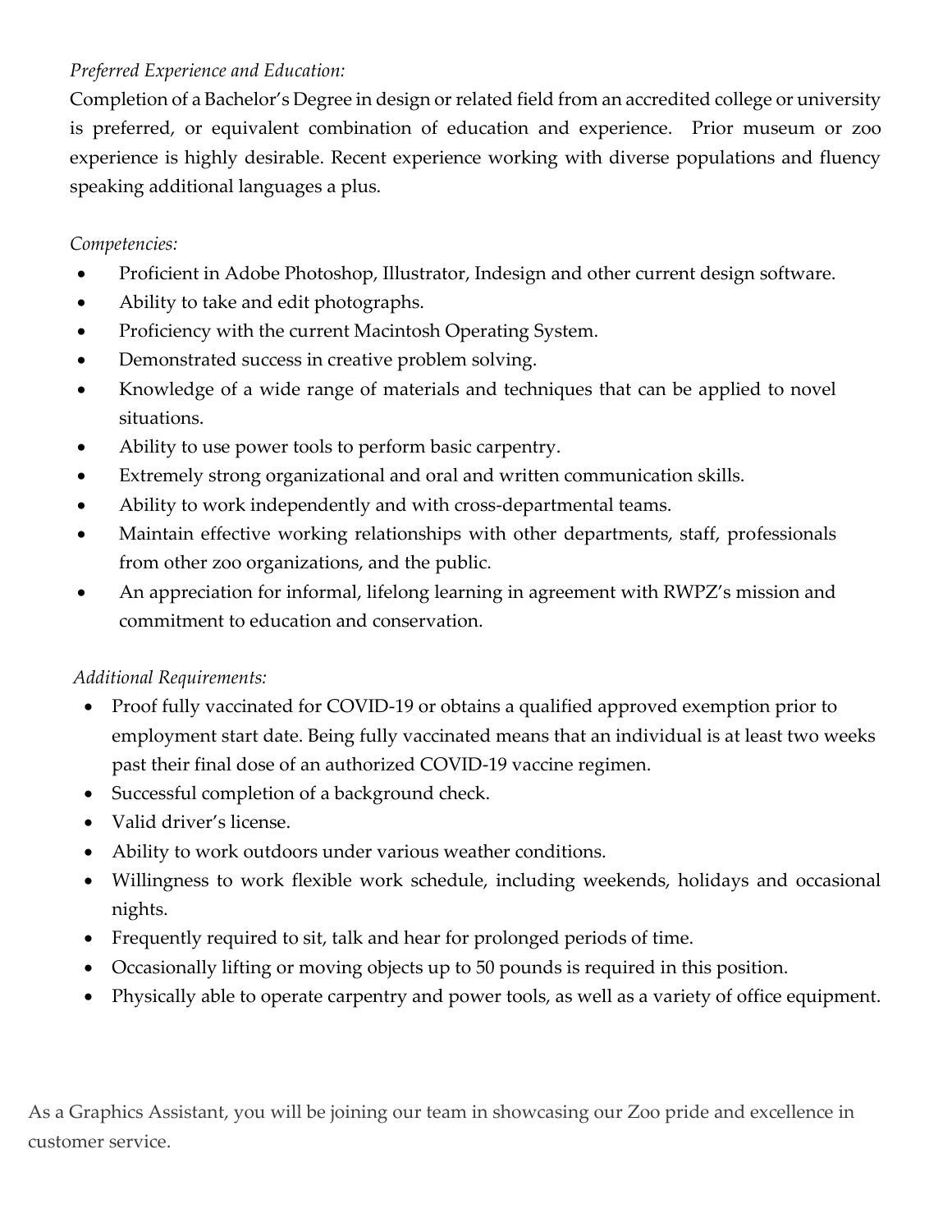*Preferred Experience and Education:*

Completion of a Bachelor's Degree in design or related field from an accredited college or university is preferred, or equivalent combination of education and experience. Prior museum or zoo experience is highly desirable. Recent experience working with diverse populations and fluency speaking additional languages a plus.

*Competencies:*

- Proficient in Adobe Photoshop, Illustrator, Indesign and other current design software.
- Ability to take and edit photographs.
- Proficiency with the current Macintosh Operating System.
- Demonstrated success in creative problem solving.
- Knowledge of a wide range of materials and techniques that can be applied to novel situations.
- Ability to use power tools to perform basic carpentry.
- Extremely strong organizational and oral and written communication skills.
- Ability to work independently and with cross-departmental teams.
- Maintain effective working relationships with other departments, staff, professionals from other zoo organizations, and the public.
- An appreciation for informal, lifelong learning in agreement with RWPZ's mission and commitment to education and conservation.

*Additional Requirements:*

- Proof fully vaccinated for COVID-19 or obtains a qualified approved exemption prior to employment start date. Being fully vaccinated means that an individual is at least two weeks past their final dose of an authorized COVID-19 vaccine regimen.
- Successful completion of a background check.
- Valid driver's license.
- Ability to work outdoors under various weather conditions.
- Willingness to work flexible work schedule, including weekends, holidays and occasional nights.
- Frequently required to sit, talk and hear for prolonged periods of time.
- Occasionally lifting or moving objects up to 50 pounds is required in this position.
- Physically able to operate carpentry and power tools, as well as a variety of office equipment.

As a Graphics Assistant, you will be joining our team in showcasing our Zoo pride and excellence in customer service.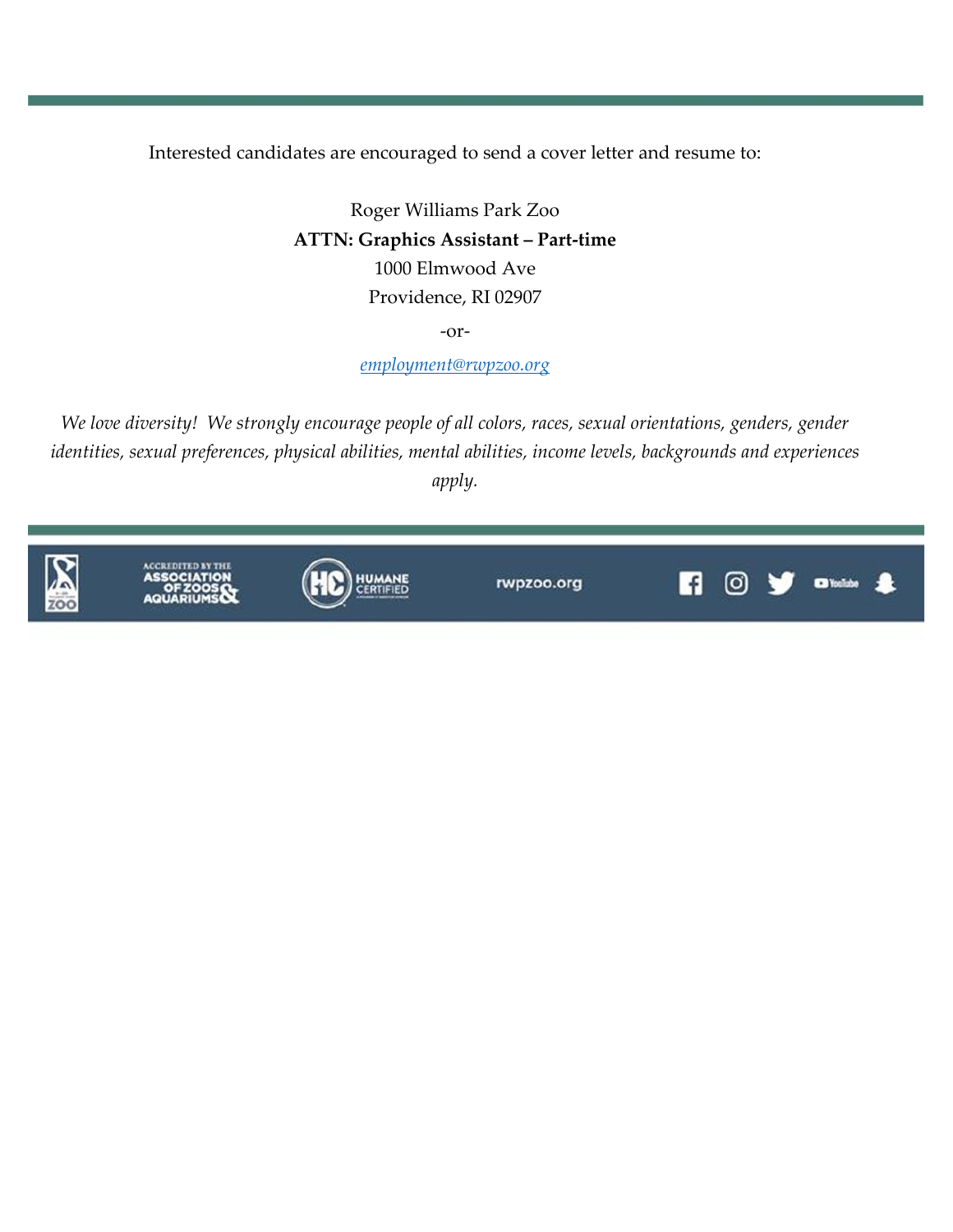Interested candidates are encouraged to send a cover letter and resume to:

Roger Williams Park Zoo
**ATTN: Graphics Assistant – Part-time**
1000 Elmwood Ave
Providence, RI 02907

-or-

[employment@rwpzoo.org](mailto:employment@rwpzoo.org)

*We love diversity! We strongly encourage people of all colors, races, sexual orientations, genders, gender identities, sexual preferences, physical abilities, mental abilities, income levels, backgrounds and experiences apply.*

ACCREDITED BY THE ASSOCIATION OF ZOOS & AQUARIUMS

HUMANE CERTIFIED

rwpzoo.org